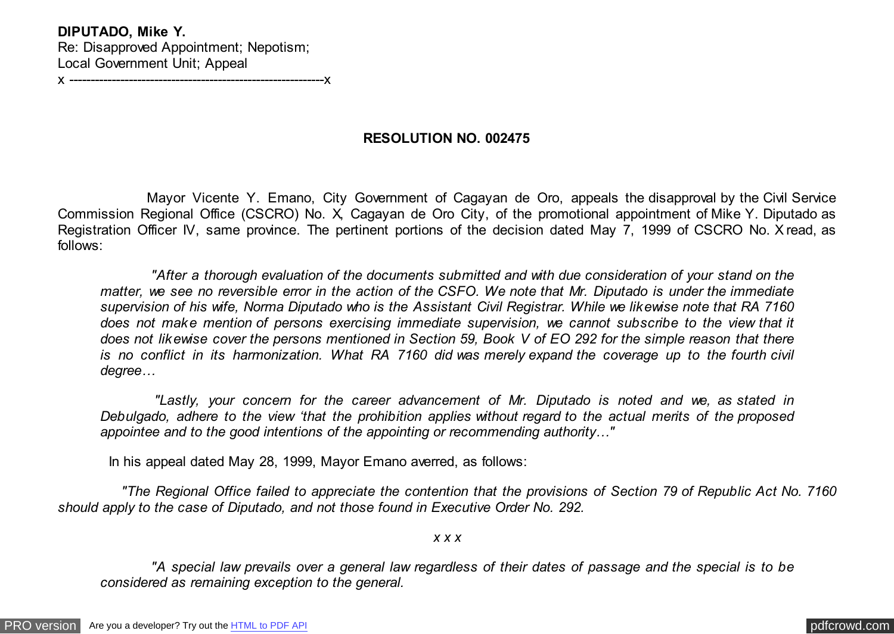**DIPUTADO, Mike Y.**
Re: Disapproved Appointment; Nepotism;
Local Government Unit; Appeal
x ------------------------------------------------------------x

**RESOLUTION NO. 002475**

Mayor Vicente Y. Emano, City Government of Cagayan de Oro, appeals the disapproval by the Civil Service Commission Regional Office (CSCRO) No. X, Cagayan de Oro City, of the promotional appointment of Mike Y. Diputado as Registration Officer IV, same province. The pertinent portions of the decision dated May 7, 1999 of CSCRO No. X read, as follows:

> *"After a thorough evaluation of the documents submitted and with due consideration of your stand on the matter, we see no reversible error in the action of the CSFO. We note that Mr. Diputado is under the immediate supervision of his wife, Norma Diputado who is the Assistant Civil Registrar. While we likewise note that RA 7160 does not make mention of persons exercising immediate supervision, we cannot subscribe to the view that it does not likewise cover the persons mentioned in Section 59, Book V of EO 292 for the simple reason that there is no conflict in its harmonization. What RA 7160 did was merely expand the coverage up to the fourth civil degree…*
>
> *"Lastly, your concern for the career advancement of Mr. Diputado is noted and we, as stated in Debulgado, adhere to the view 'that the prohibition applies without regard to the actual merits of the proposed appointee and to the good intentions of the appointing or recommending authority…"*

In his appeal dated May 28, 1999, Mayor Emano averred, as follows:

*"The Regional Office failed to appreciate the contention that the provisions of Section 79 of Republic Act No. 7160 should apply to the case of Diputado, and not those found in Executive Order No. 292.*

*x x x*

> *"A special law prevails over a general law regardless of their dates of passage and the special is to be considered as remaining exception to the general.*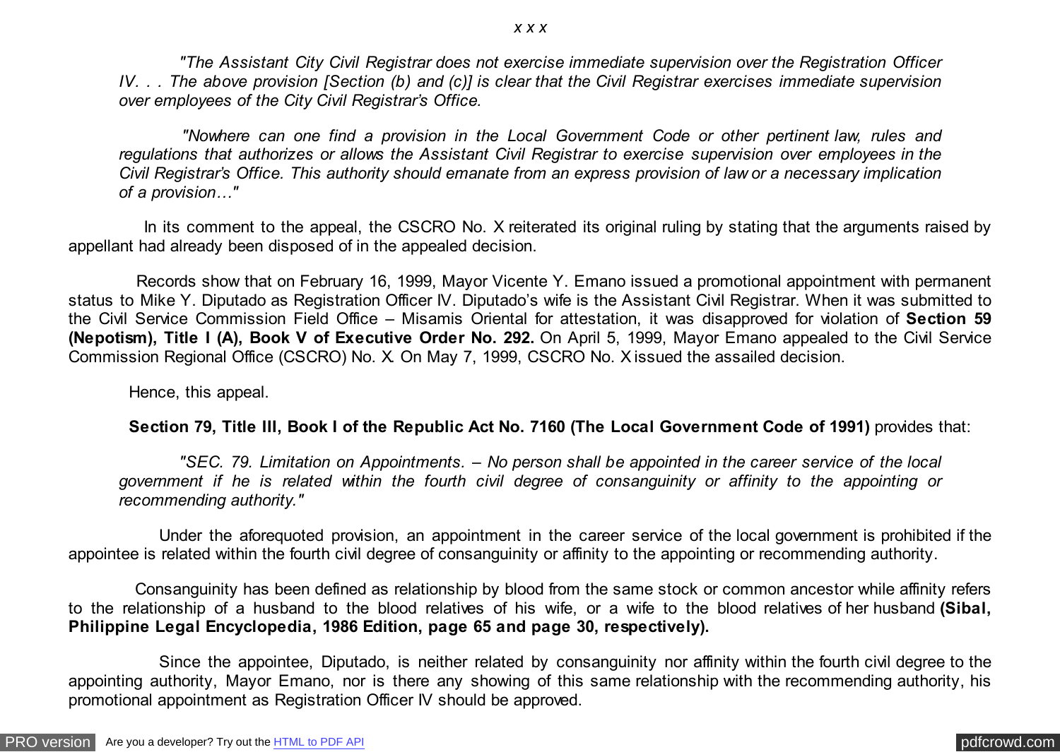*x x x*

> *"The Assistant City Civil Registrar does not exercise immediate supervision over the Registration Officer IV. . . The above provision [Section (b) and (c)] is clear that the Civil Registrar exercises immediate supervision over employees of the City Civil Registrar's Office.*
>
> *"Nowhere can one find a provision in the Local Government Code or other pertinent law, rules and regulations that authorizes or allows the Assistant Civil Registrar to exercise supervision over employees in the Civil Registrar's Office. This authority should emanate from an express provision of law or a necessary implication of a provision…"*

In its comment to the appeal, the CSCRO No. X reiterated its original ruling by stating that the arguments raised by appellant had already been disposed of in the appealed decision.

Records show that on February 16, 1999, Mayor Vicente Y. Emano issued a promotional appointment with permanent status to Mike Y. Diputado as Registration Officer IV. Diputado's wife is the Assistant Civil Registrar. When it was submitted to the Civil Service Commission Field Office – Misamis Oriental for attestation, it was disapproved for violation of **Section 59 (Nepotism), Title I (A), Book V of Executive Order No. 292.** On April 5, 1999, Mayor Emano appealed to the Civil Service Commission Regional Office (CSCRO) No. X. On May 7, 1999, CSCRO No. X issued the assailed decision.

Hence, this appeal.

**Section 79, Title III, Book I of the Republic Act No. 7160 (The Local Government Code of 1991)** provides that:

> *"SEC. 79. Limitation on Appointments. – No person shall be appointed in the career service of the local government if he is related within the fourth civil degree of consanguinity or affinity to the appointing or recommending authority."*

Under the aforequoted provision, an appointment in the career service of the local government is prohibited if the appointee is related within the fourth civil degree of consanguinity or affinity to the appointing or recommending authority.

Consanguinity has been defined as relationship by blood from the same stock or common ancestor while affinity refers to the relationship of a husband to the blood relatives of his wife, or a wife to the blood relatives of her husband **(Sibal, Philippine Legal Encyclopedia, 1986 Edition, page 65 and page 30, respectively).**

Since the appointee, Diputado, is neither related by consanguinity nor affinity within the fourth civil degree to the appointing authority, Mayor Emano, nor is there any showing of this same relationship with the recommending authority, his promotional appointment as Registration Officer IV should be approved.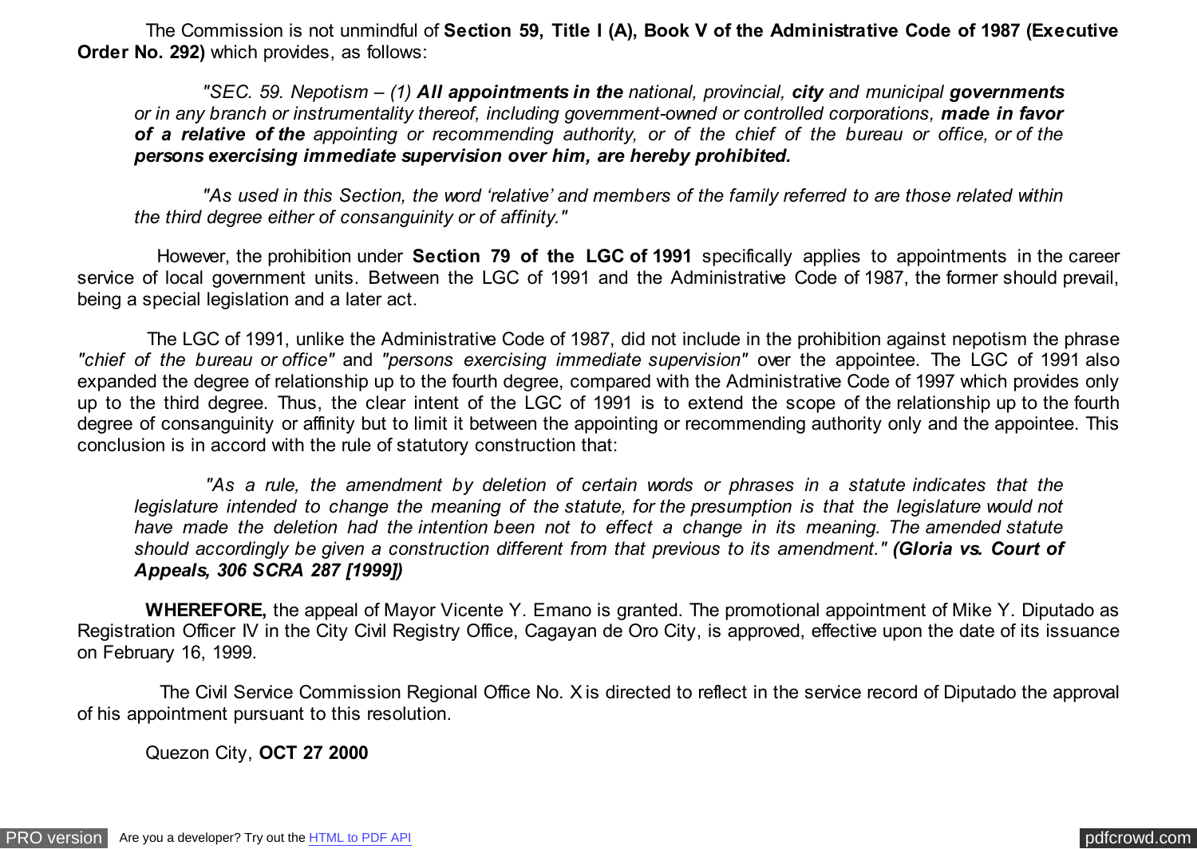The Commission is not unmindful of **Section 59, Title I (A), Book V of the Administrative Code of 1987 (Executive Order No. 292)** which provides, as follows:

> *"SEC. 59. Nepotism – (1)* ***All appointments in the*** *national, provincial,* ***city*** *and municipal* ***governments*** *or in any branch or instrumentality thereof, including government-owned or controlled corporations,* ***made in favor of a relative of the*** *appointing or recommending authority, or of the chief of the bureau or office, or of the* ***persons exercising immediate supervision over him, are hereby prohibited.***
>
> *"As used in this Section, the word 'relative' and members of the family referred to are those related within the third degree either of consanguinity or of affinity."*

However, the prohibition under **Section 79 of the LGC of 1991** specifically applies to appointments in the career service of local government units. Between the LGC of 1991 and the Administrative Code of 1987, the former should prevail, being a special legislation and a later act.

The LGC of 1991, unlike the Administrative Code of 1987, did not include in the prohibition against nepotism the phrase *"chief of the bureau or office"* and *"persons exercising immediate supervision"* over the appointee. The LGC of 1991 also expanded the degree of relationship up to the fourth degree, compared with the Administrative Code of 1997 which provides only up to the third degree. Thus, the clear intent of the LGC of 1991 is to extend the scope of the relationship up to the fourth degree of consanguinity or affinity but to limit it between the appointing or recommending authority only and the appointee. This conclusion is in accord with the rule of statutory construction that:

> *"As a rule, the amendment by deletion of certain words or phrases in a statute indicates that the legislature intended to change the meaning of the statute, for the presumption is that the legislature would not have made the deletion had the intention been not to effect a change in its meaning. The amended statute should accordingly be given a construction different from that previous to its amendment."* ***(Gloria vs. Court of Appeals, 306 SCRA 287 [1999])***

**WHEREFORE,** the appeal of Mayor Vicente Y. Emano is granted. The promotional appointment of Mike Y. Diputado as Registration Officer IV in the City Civil Registry Office, Cagayan de Oro City, is approved, effective upon the date of its issuance on February 16, 1999.

The Civil Service Commission Regional Office No. X is directed to reflect in the service record of Diputado the approval of his appointment pursuant to this resolution.

Quezon City, **OCT 27 2000**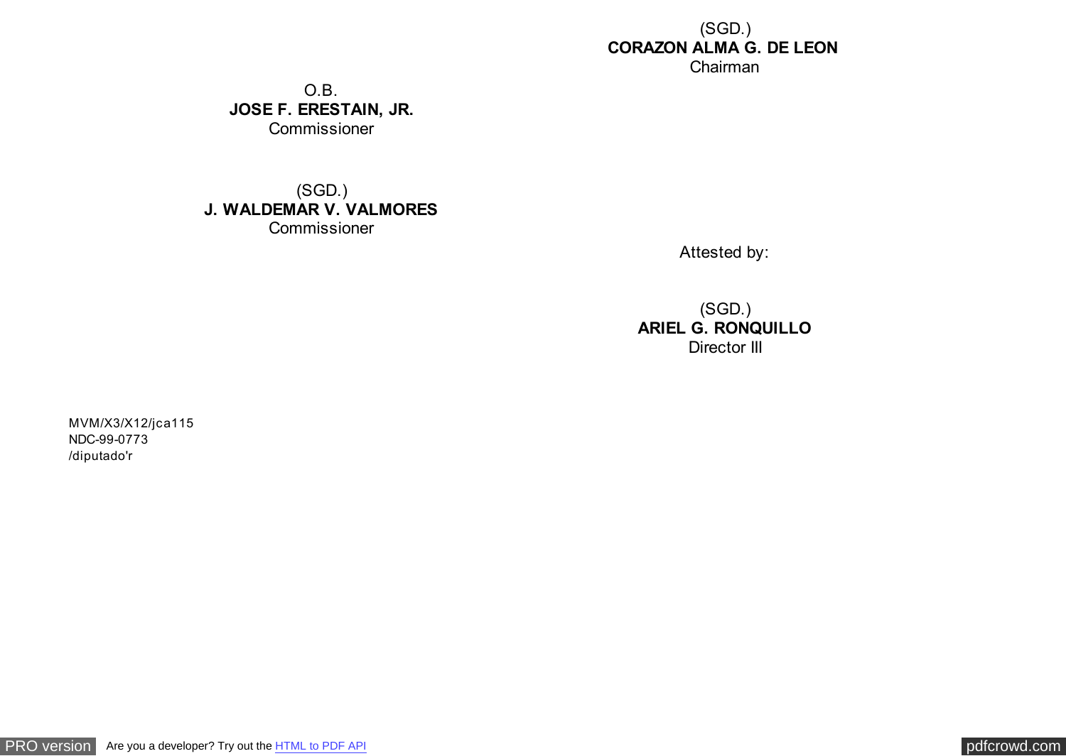(SGD.)
**CORAZON ALMA G. DE LEON**
Chairman

O.B.
**JOSE F. ERESTAIN, JR.**
Commissioner

(SGD.)
**J. WALDEMAR V. VALMORES**
Commissioner

Attested by:

(SGD.)
**ARIEL G. RONQUILLO**
Director III

MVM/X3/X12/jca115
NDC-99-0773
/diputado'r